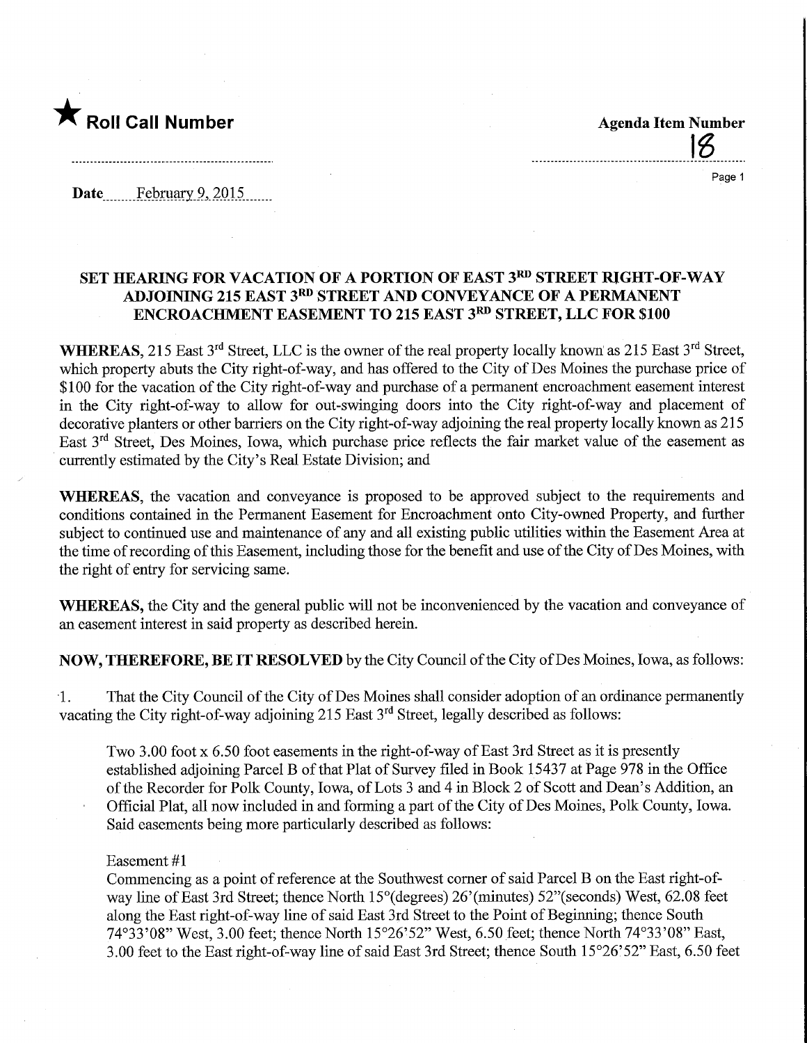★ **Roll Call Number**

**Agenda Item Number**

18

**Date** February 9, 2015

## SET HEARING FOR VACATION OF A PORTION OF EAST 3RD STREET RIGHT-OF-WAY ADJOINING 215 EAST 3RD STREET AND CONVEYANCE OF A PERMANENT ENCROACHMENT EASEMENT TO 215 EAST 3RD STREET, LLC FOR $100

**WHEREAS**, 215 East 3rd Street, LLC is the owner of the real property locally known as 215 East 3rd Street, which property abuts the City right-of-way, and has offered to the City of Des Moines the purchase price of $100 for the vacation of the City right-of-way and purchase of a permanent encroachment easement interest in the City right-of-way to allow for out-swinging doors into the City right-of-way and placement of decorative planters or other barriers on the City right-of-way adjoining the real property locally known as 215 East 3rd Street, Des Moines, Iowa, which purchase price reflects the fair market value of the easement as currently estimated by the City's Real Estate Division; and

**WHEREAS**, the vacation and conveyance is proposed to be approved subject to the requirements and conditions contained in the Permanent Easement for Encroachment onto City-owned Property, and further subject to continued use and maintenance of any and all existing public utilities within the Easement Area at the time of recording of this Easement, including those for the benefit and use of the City of Des Moines, with the right of entry for servicing same.

**WHEREAS,** the City and the general public will not be inconvenienced by the vacation and conveyance of an easement interest in said property as described herein.

**NOW, THEREFORE, BE IT RESOLVED** by the City Council of the City of Des Moines, Iowa, as follows:

1. That the City Council of the City of Des Moines shall consider adoption of an ordinance permanently vacating the City right-of-way adjoining 215 East 3rd Street, legally described as follows:

   Two 3.00 foot x 6.50 foot easements in the right-of-way of East 3rd Street as it is presently established adjoining Parcel B of that Plat of Survey filed in Book 15437 at Page 978 in the Office of the Recorder for Polk County, Iowa, of Lots 3 and 4 in Block 2 of Scott and Dean's Addition, an Official Plat, all now included in and forming a part of the City of Des Moines, Polk County, Iowa. Said easements being more particularly described as follows:

   Easement #1

   Commencing as a point of reference at the Southwest corner of said Parcel B on the East right-of-way line of East 3rd Street; thence North 15°(degrees) 26'(minutes) 52"(seconds) West, 62.08 feet along the East right-of-way line of said East 3rd Street to the Point of Beginning; thence South 74°33'08" West, 3.00 feet; thence North 15°26'52" West, 6.50 feet; thence North 74°33'08" East, 3.00 feet to the East right-of-way line of said East 3rd Street; thence South 15°26'52" East, 6.50 feet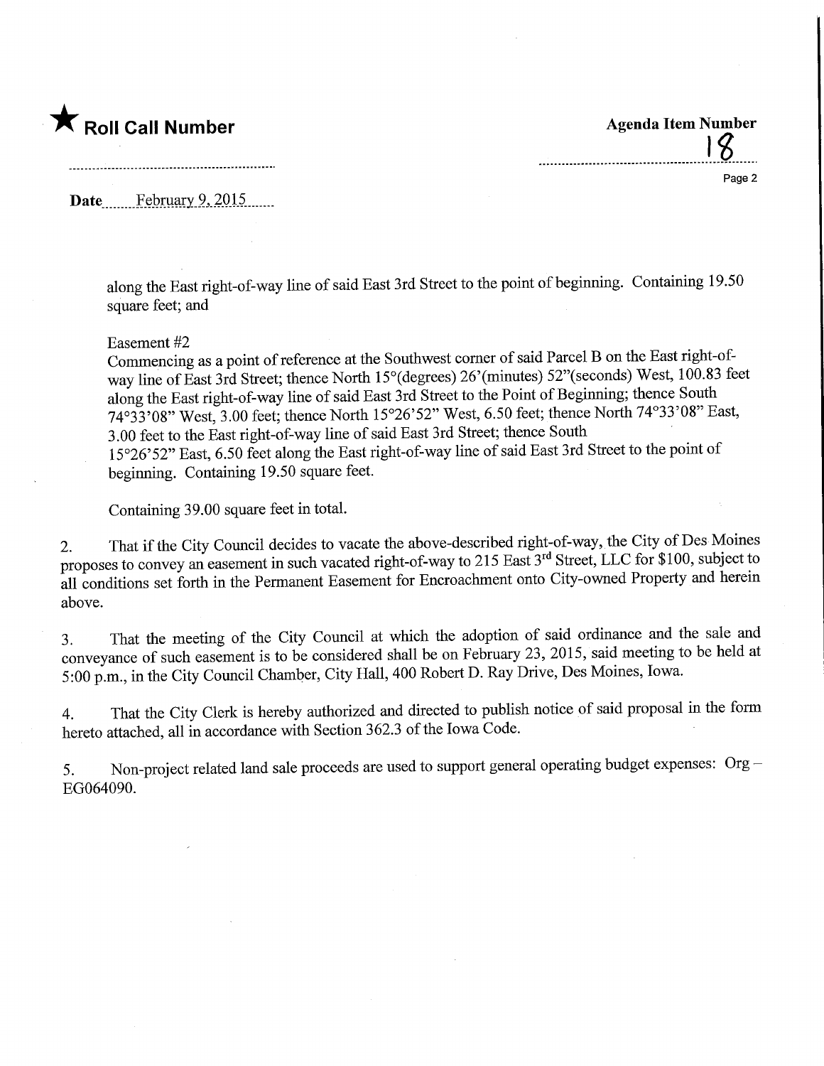★ Roll Call Number

Agenda Item Number 18

Date February 9, 2015

along the East right-of-way line of said East 3rd Street to the point of beginning. Containing 19.50 square feet; and

Easement #2

Commencing as a point of reference at the Southwest corner of said Parcel B on the East right-of-way line of East 3rd Street; thence North 15°(degrees) 26'(minutes) 52"(seconds) West, 100.83 feet along the East right-of-way line of said East 3rd Street to the Point of Beginning; thence South 74°33'08" West, 3.00 feet; thence North 15°26'52" West, 6.50 feet; thence North 74°33'08" East, 3.00 feet to the East right-of-way line of said East 3rd Street; thence South 15°26'52" East, 6.50 feet along the East right-of-way line of said East 3rd Street to the point of beginning. Containing 19.50 square feet.

Containing 39.00 square feet in total.

2. That if the City Council decides to vacate the above-described right-of-way, the City of Des Moines proposes to convey an easement in such vacated right-of-way to 215 East 3rd Street, LLC for $100, subject to all conditions set forth in the Permanent Easement for Encroachment onto City-owned Property and herein above.

3. That the meeting of the City Council at which the adoption of said ordinance and the sale and conveyance of such easement is to be considered shall be on February 23, 2015, said meeting to be held at 5:00 p.m., in the City Council Chamber, City Hall, 400 Robert D. Ray Drive, Des Moines, Iowa.

4. That the City Clerk is hereby authorized and directed to publish notice of said proposal in the form hereto attached, all in accordance with Section 362.3 of the Iowa Code.

5. Non-project related land sale proceeds are used to support general operating budget expenses: Org – EG064090.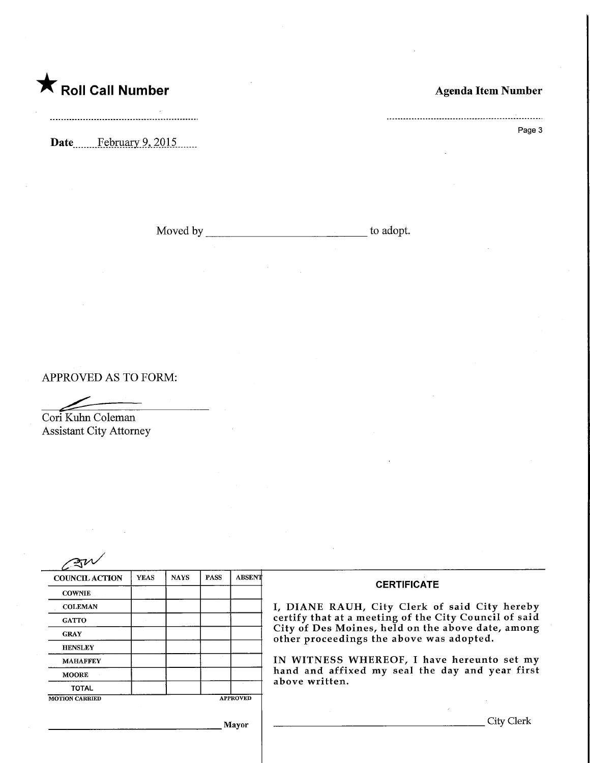★ **Roll Call Number**

**Agenda Item Number**

..............................................................

..............................................................

**Date** February 9, 2015

Moved by ______________________ to adopt.

APPROVED AS TO FORM:

Cori Kuhn Coleman
Assistant City Attorney

| COUNCIL ACTION | YEAS | NAYS | PASS | ABSENT |
|---|---|---|---|---|
| COWNIE | | | | |
| COLEMAN | | | | |
| GATTO | | | | |
| GRAY | | | | |
| HENSLEY | | | | |
| MAHAFFEY | | | | |
| MOORE | | | | |
| TOTAL | | | | |

MOTION CARRIED APPROVED

______________________ Mayor

**CERTIFICATE**

I, DIANE RAUH, City Clerk of said City hereby certify that at a meeting of the City Council of said City of Des Moines, held on the above date, among other proceedings the above was adopted.

IN WITNESS WHEREOF, I have hereunto set my hand and affixed my seal the day and year first above written.

______________________ City Clerk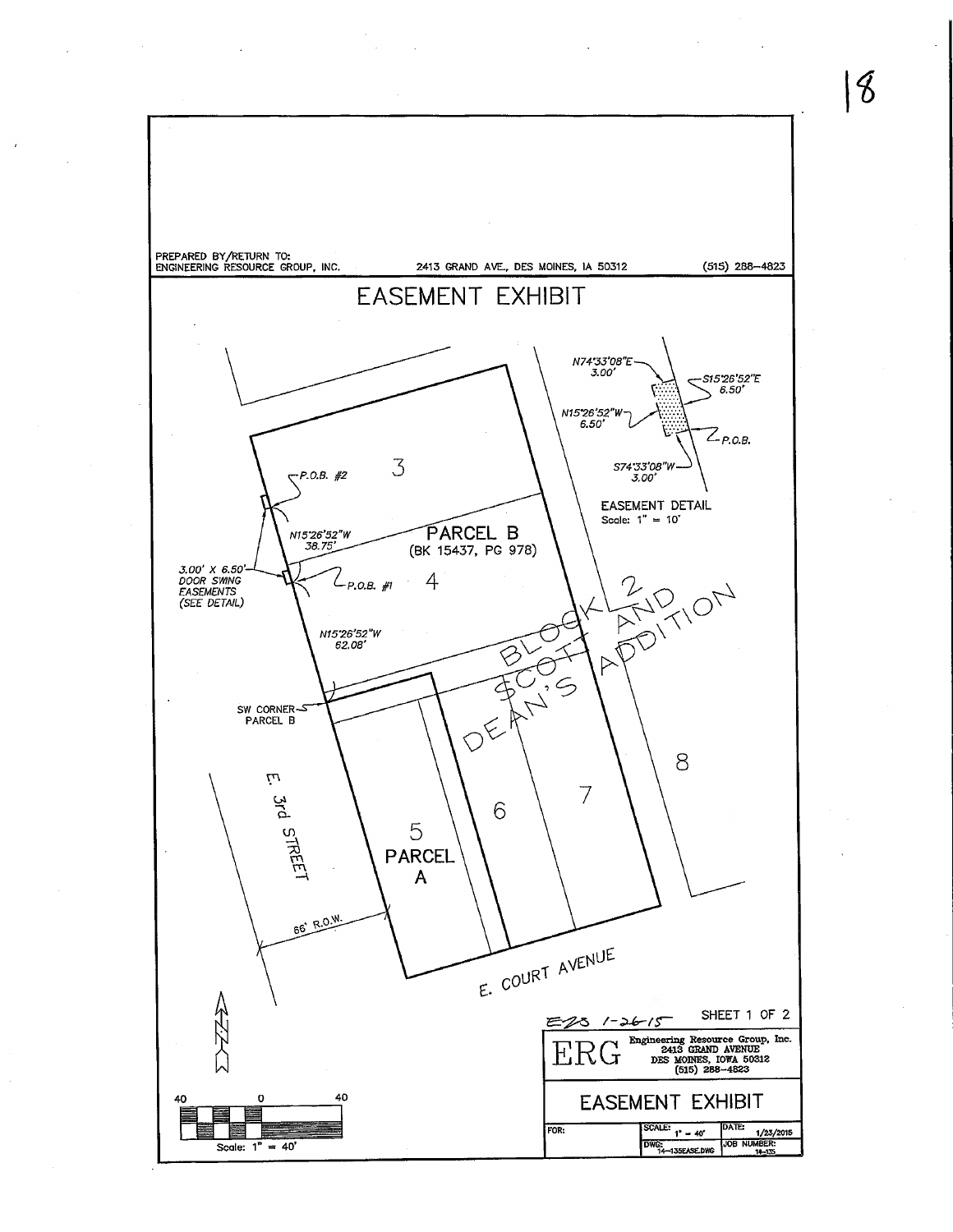PREPARED BY/RETURN TO:
ENGINEERING RESOURCE GROUP, INC. 2413 GRAND AVE., DES MOINES, IA 50312 (515) 288-4823

# EASEMENT EXHIBIT

N74°33'08"E
3.00'

S15°26'52"E
6.50'

N15°26'52"W
6.50'

P.O.B.

S74°33'08"W
3.00'

EASEMENT DETAIL
Scale: 1" = 10'

P.O.B. #2

3

N15°26'52"W
38.75'

PARCEL B
(BK 15437, PG 978)

3.00' X 6.50'
DOOR SWING
EASEMENTS
(SEE DETAIL)

P.O.B. #1

4

N15°26'52"W
62.08'

BLOCK 2
SCOTT AND
DEAN'S ADDITION

SW CORNER
PARCEL B

8

E. 3rd STREET

5
PARCEL
A

6

7

66' R.O.W.

E. COURT AVENUE

40 0 40
Scale: 1" = 40'

E23 1-26-15

SHEET 1 OF 2

ERG Engineering Resource Group, Inc.
2413 GRAND AVENUE
DES MOINES, IOWA 50312
(515) 288-4823

EASEMENT EXHIBIT

| | | |
|---|---|---|
| FOR: | SCALE: 1" = 40' | DATE: 1/23/2015 |
| | DWG: 14-135EASE.DWG | JOB NUMBER: 14-135 |